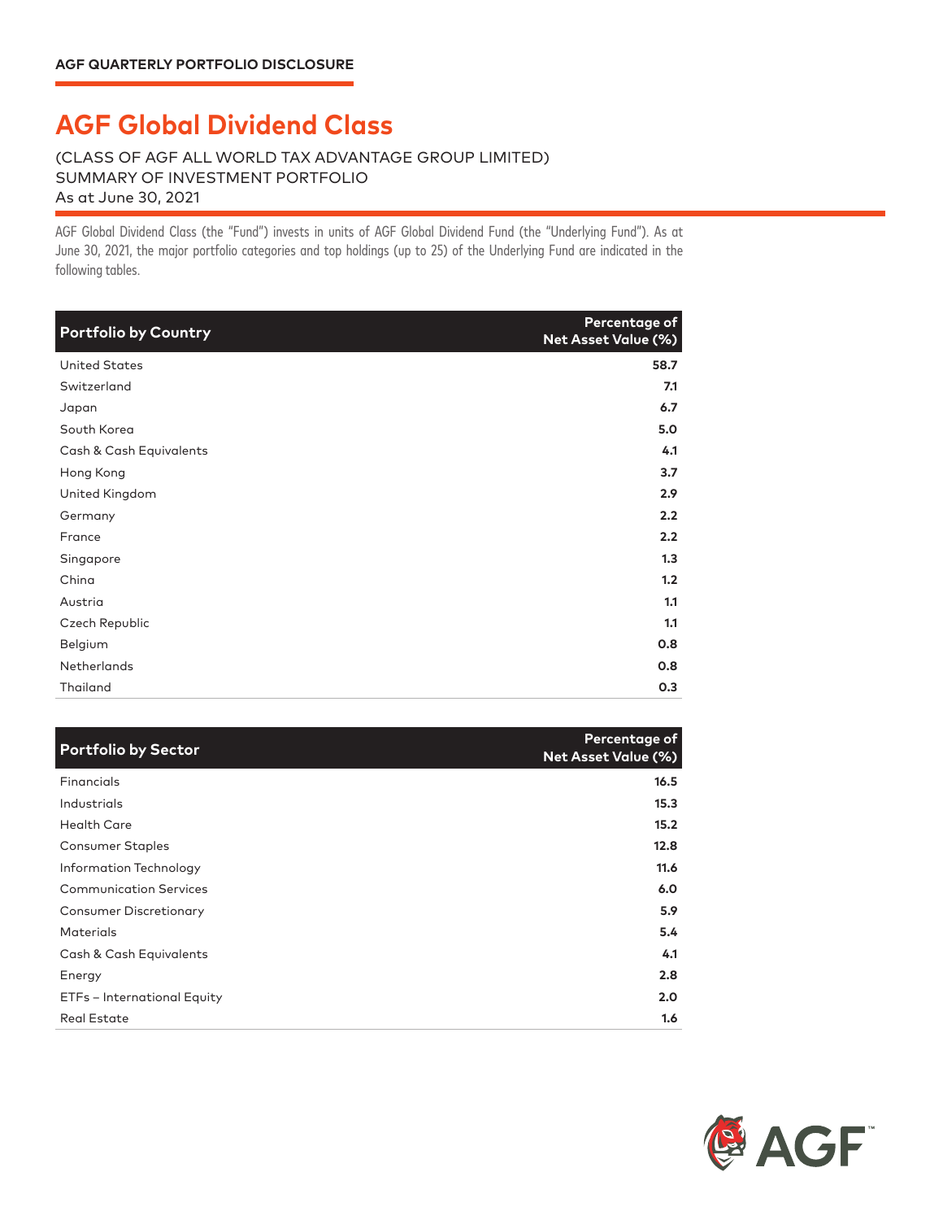AGF QUARTERLY PORTFOLIO DISCLOSURE

# AGF Global Dividend Class

(CLASS OF AGF ALL WORLD TAX ADVANTAGE GROUP LIMITED)
SUMMARY OF INVESTMENT PORTFOLIO
As at June 30, 2021

AGF Global Dividend Class (the "Fund") invests in units of AGF Global Dividend Fund (the "Underlying Fund"). As at June 30, 2021, the major portfolio categories and top holdings (up to 25) of the Underlying Fund are indicated in the following tables.

| Portfolio by Country | Percentage of Net Asset Value (%) |
|---|---|
| United States | 58.7 |
| Switzerland | 7.1 |
| Japan | 6.7 |
| South Korea | 5.0 |
| Cash & Cash Equivalents | 4.1 |
| Hong Kong | 3.7 |
| United Kingdom | 2.9 |
| Germany | 2.2 |
| France | 2.2 |
| Singapore | 1.3 |
| China | 1.2 |
| Austria | 1.1 |
| Czech Republic | 1.1 |
| Belgium | 0.8 |
| Netherlands | 0.8 |
| Thailand | 0.3 |

| Portfolio by Sector | Percentage of Net Asset Value (%) |
|---|---|
| Financials | 16.5 |
| Industrials | 15.3 |
| Health Care | 15.2 |
| Consumer Staples | 12.8 |
| Information Technology | 11.6 |
| Communication Services | 6.0 |
| Consumer Discretionary | 5.9 |
| Materials | 5.4 |
| Cash & Cash Equivalents | 4.1 |
| Energy | 2.8 |
| ETFs – International Equity | 2.0 |
| Real Estate | 1.6 |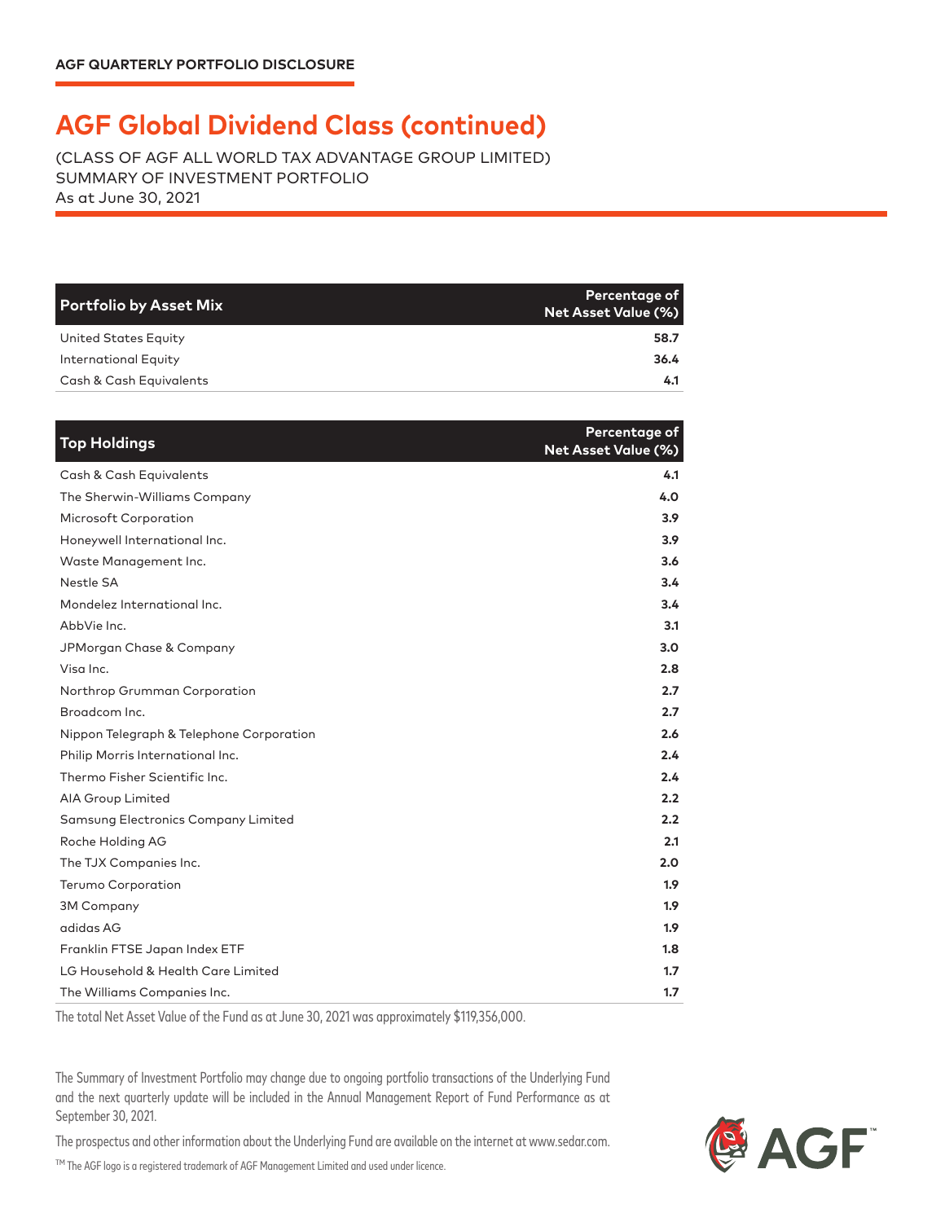AGF QUARTERLY PORTFOLIO DISCLOSURE

# AGF Global Dividend Class (continued)

(CLASS OF AGF ALL WORLD TAX ADVANTAGE GROUP LIMITED)
SUMMARY OF INVESTMENT PORTFOLIO
As at June 30, 2021

| Portfolio by Asset Mix | Percentage of Net Asset Value (%) |
|---|---|
| United States Equity | 58.7 |
| International Equity | 36.4 |
| Cash & Cash Equivalents | 4.1 |

| Top Holdings | Percentage of Net Asset Value (%) |
|---|---|
| Cash & Cash Equivalents | 4.1 |
| The Sherwin-Williams Company | 4.0 |
| Microsoft Corporation | 3.9 |
| Honeywell International Inc. | 3.9 |
| Waste Management Inc. | 3.6 |
| Nestle SA | 3.4 |
| Mondelez International Inc. | 3.4 |
| AbbVie Inc. | 3.1 |
| JPMorgan Chase & Company | 3.0 |
| Visa Inc. | 2.8 |
| Northrop Grumman Corporation | 2.7 |
| Broadcom Inc. | 2.7 |
| Nippon Telegraph & Telephone Corporation | 2.6 |
| Philip Morris International Inc. | 2.4 |
| Thermo Fisher Scientific Inc. | 2.4 |
| AIA Group Limited | 2.2 |
| Samsung Electronics Company Limited | 2.2 |
| Roche Holding AG | 2.1 |
| The TJX Companies Inc. | 2.0 |
| Terumo Corporation | 1.9 |
| 3M Company | 1.9 |
| adidas AG | 1.9 |
| Franklin FTSE Japan Index ETF | 1.8 |
| LG Household & Health Care Limited | 1.7 |
| The Williams Companies Inc. | 1.7 |

The total Net Asset Value of the Fund as at June 30, 2021 was approximately $119,356,000.

The Summary of Investment Portfolio may change due to ongoing portfolio transactions of the Underlying Fund and the next quarterly update will be included in the Annual Management Report of Fund Performance as at September 30, 2021.

The prospectus and other information about the Underlying Fund are available on the internet at www.sedar.com.

TM The AGF logo is a registered trademark of AGF Management Limited and used under licence.